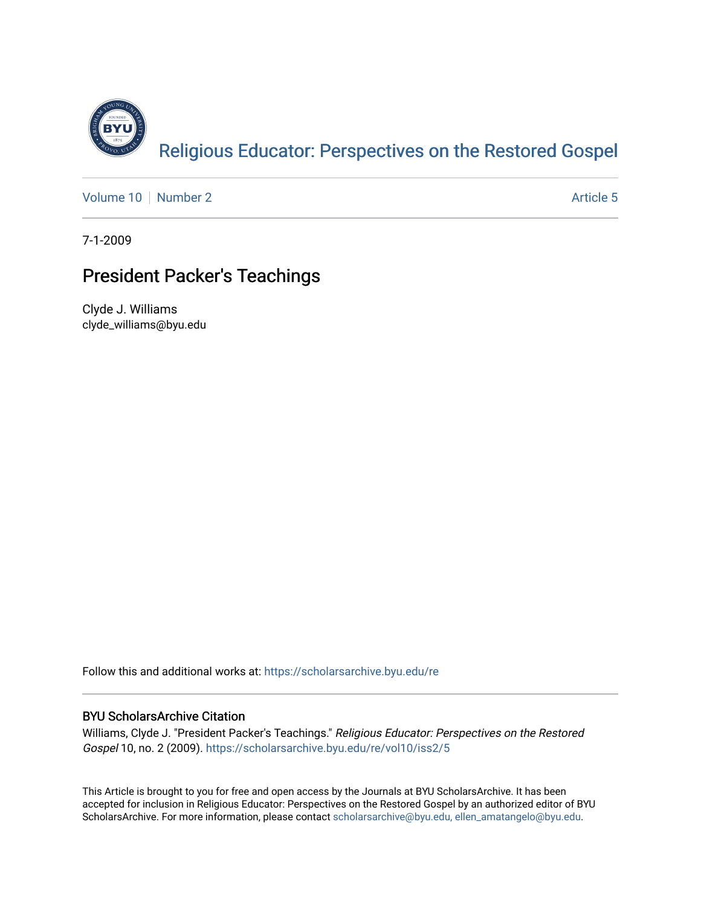Religious Educator: Perspectives on the Restored Gospel

Volume 10 | Number 2 | Article 5

7-1-2009

# President Packer's Teachings

Clyde J. Williams
clyde_williams@byu.edu

Follow this and additional works at: https://scholarsarchive.byu.edu/re

## BYU ScholarsArchive Citation

Williams, Clyde J. "President Packer's Teachings." *Religious Educator: Perspectives on the Restored Gospel* 10, no. 2 (2009). https://scholarsarchive.byu.edu/re/vol10/iss2/5

This Article is brought to you for free and open access by the Journals at BYU ScholarsArchive. It has been accepted for inclusion in Religious Educator: Perspectives on the Restored Gospel by an authorized editor of BYU ScholarsArchive. For more information, please contact scholarsarchive@byu.edu, ellen_amatangelo@byu.edu.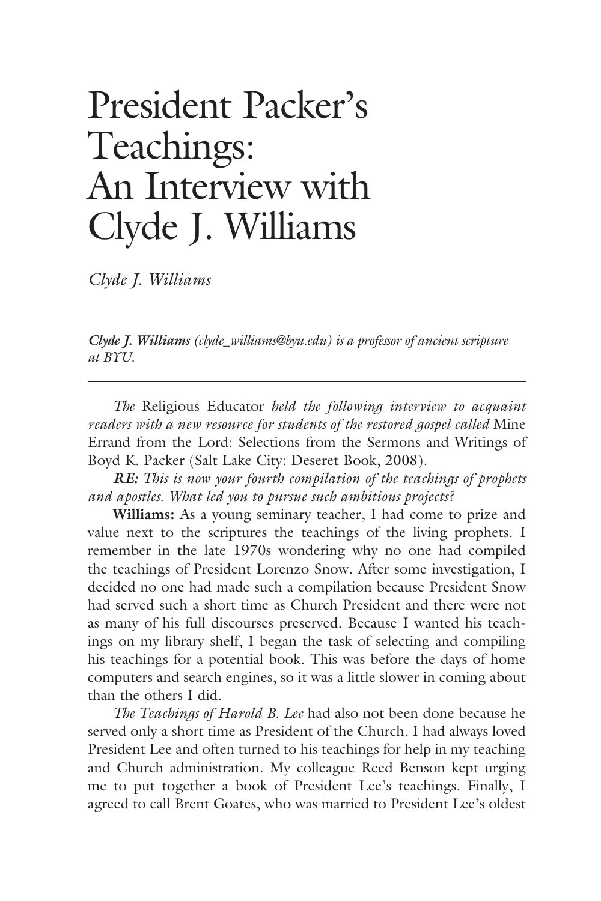# President Packer's Teachings: An Interview with Clyde J. Williams

*Clyde J. Williams*

***Clyde J. Williams** (clyde_williams@byu.edu) is a professor of ancient scripture at BYU.*

---

*The* Religious Educator *held the following interview to acquaint readers with a new resource for students of the restored gospel called* Mine Errand from the Lord: Selections from the Sermons and Writings of Boyd K. Packer (Salt Lake City: Deseret Book, 2008).

***RE:*** *This is now your fourth compilation of the teachings of prophets and apostles. What led you to pursue such ambitious projects?*

**Williams:** As a young seminary teacher, I had come to prize and value next to the scriptures the teachings of the living prophets. I remember in the late 1970s wondering why no one had compiled the teachings of President Lorenzo Snow. After some investigation, I decided no one had made such a compilation because President Snow had served such a short time as Church President and there were not as many of his full discourses preserved. Because I wanted his teachings on my library shelf, I began the task of selecting and compiling his teachings for a potential book. This was before the days of home computers and search engines, so it was a little slower in coming about than the others I did.

*The Teachings of Harold B. Lee* had also not been done because he served only a short time as President of the Church. I had always loved President Lee and often turned to his teachings for help in my teaching and Church administration. My colleague Reed Benson kept urging me to put together a book of President Lee's teachings. Finally, I agreed to call Brent Goates, who was married to President Lee's oldest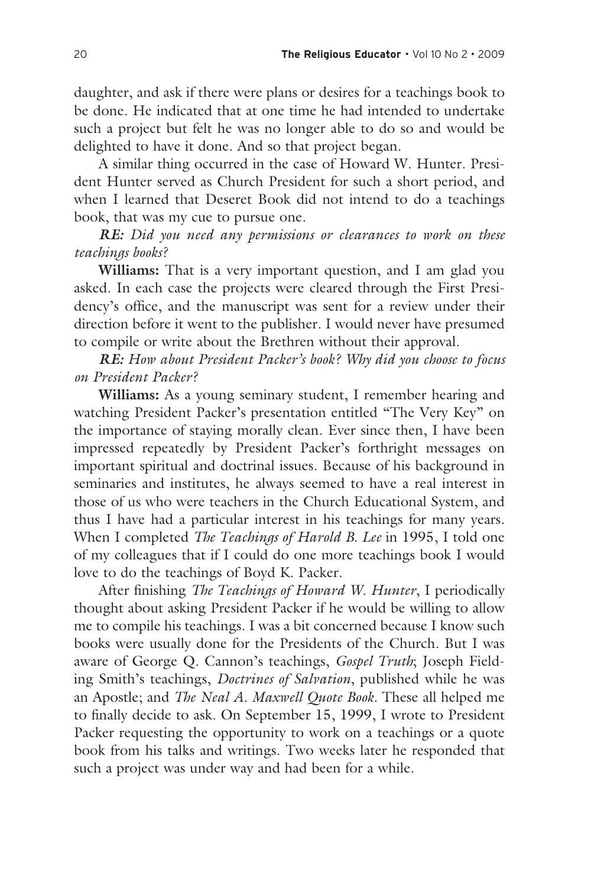daughter, and ask if there were plans or desires for a teachings book to be done. He indicated that at one time he had intended to undertake such a project but felt he was no longer able to do so and would be delighted to have it done. And so that project began.

A similar thing occurred in the case of Howard W. Hunter. President Hunter served as Church President for such a short period, and when I learned that Deseret Book did not intend to do a teachings book, that was my cue to pursue one.

***RE:*** *Did you need any permissions or clearances to work on these teachings books?*

**Williams:** That is a very important question, and I am glad you asked. In each case the projects were cleared through the First Presidency's office, and the manuscript was sent for a review under their direction before it went to the publisher. I would never have presumed to compile or write about the Brethren without their approval.

***RE:*** *How about President Packer's book? Why did you choose to focus on President Packer?*

**Williams:** As a young seminary student, I remember hearing and watching President Packer's presentation entitled "The Very Key" on the importance of staying morally clean. Ever since then, I have been impressed repeatedly by President Packer's forthright messages on important spiritual and doctrinal issues. Because of his background in seminaries and institutes, he always seemed to have a real interest in those of us who were teachers in the Church Educational System, and thus I have had a particular interest in his teachings for many years. When I completed *The Teachings of Harold B. Lee* in 1995, I told one of my colleagues that if I could do one more teachings book I would love to do the teachings of Boyd K. Packer.

After finishing *The Teachings of Howard W. Hunter*, I periodically thought about asking President Packer if he would be willing to allow me to compile his teachings. I was a bit concerned because I know such books were usually done for the Presidents of the Church. But I was aware of George Q. Cannon's teachings, *Gospel Truth*; Joseph Fielding Smith's teachings, *Doctrines of Salvation*, published while he was an Apostle; and *The Neal A. Maxwell Quote Book*. These all helped me to finally decide to ask. On September 15, 1999, I wrote to President Packer requesting the opportunity to work on a teachings or a quote book from his talks and writings. Two weeks later he responded that such a project was under way and had been for a while.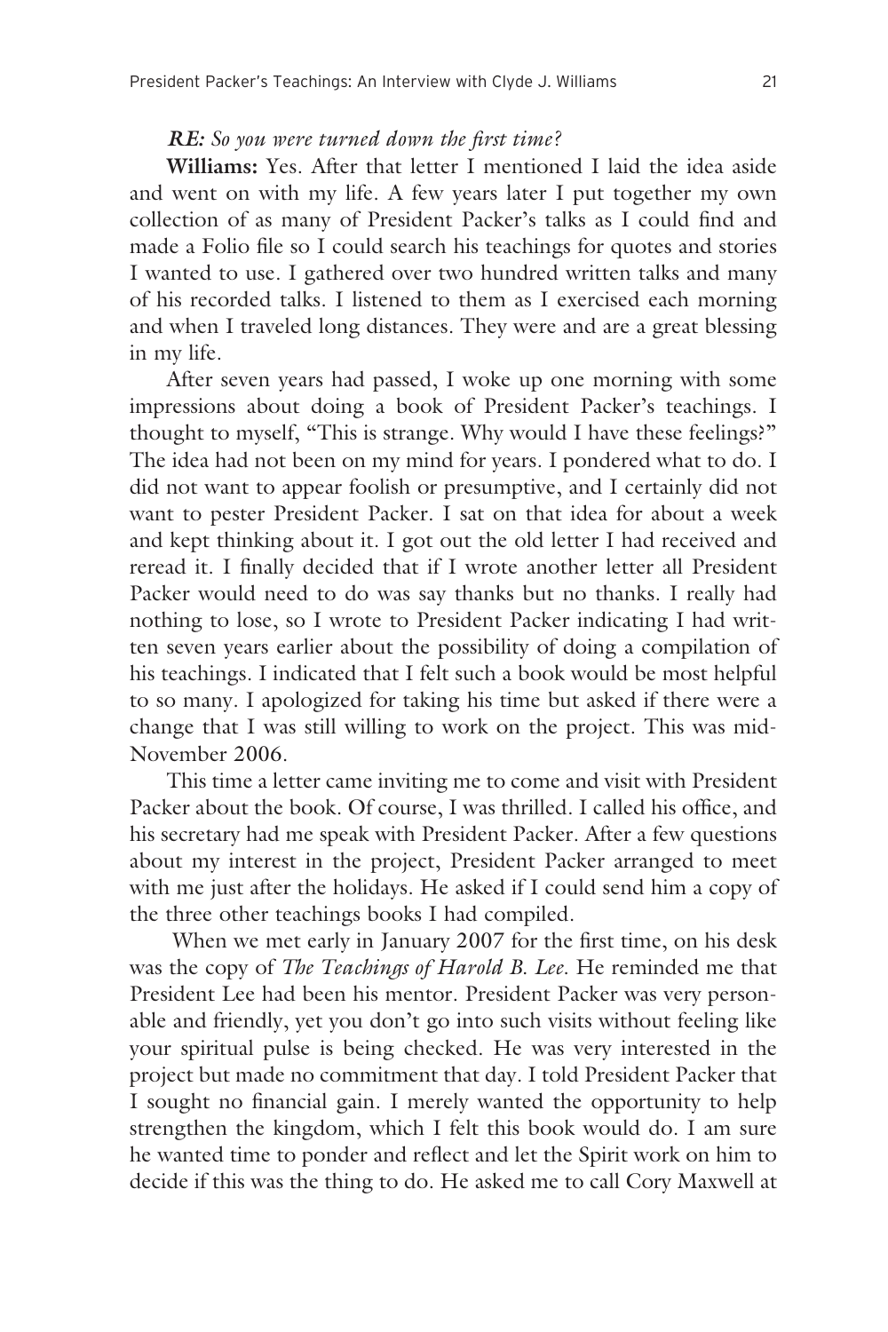***RE:*** *So you were turned down the first time?*

**Williams:** Yes. After that letter I mentioned I laid the idea aside and went on with my life. A few years later I put together my own collection of as many of President Packer's talks as I could find and made a Folio file so I could search his teachings for quotes and stories I wanted to use. I gathered over two hundred written talks and many of his recorded talks. I listened to them as I exercised each morning and when I traveled long distances. They were and are a great blessing in my life.

After seven years had passed, I woke up one morning with some impressions about doing a book of President Packer's teachings. I thought to myself, "This is strange. Why would I have these feelings?" The idea had not been on my mind for years. I pondered what to do. I did not want to appear foolish or presumptive, and I certainly did not want to pester President Packer. I sat on that idea for about a week and kept thinking about it. I got out the old letter I had received and reread it. I finally decided that if I wrote another letter all President Packer would need to do was say thanks but no thanks. I really had nothing to lose, so I wrote to President Packer indicating I had written seven years earlier about the possibility of doing a compilation of his teachings. I indicated that I felt such a book would be most helpful to so many. I apologized for taking his time but asked if there were a change that I was still willing to work on the project. This was mid-November 2006.

This time a letter came inviting me to come and visit with President Packer about the book. Of course, I was thrilled. I called his office, and his secretary had me speak with President Packer. After a few questions about my interest in the project, President Packer arranged to meet with me just after the holidays. He asked if I could send him a copy of the three other teachings books I had compiled.

When we met early in January 2007 for the first time, on his desk was the copy of *The Teachings of Harold B. Lee*. He reminded me that President Lee had been his mentor. President Packer was very personable and friendly, yet you don't go into such visits without feeling like your spiritual pulse is being checked. He was very interested in the project but made no commitment that day. I told President Packer that I sought no financial gain. I merely wanted the opportunity to help strengthen the kingdom, which I felt this book would do. I am sure he wanted time to ponder and reflect and let the Spirit work on him to decide if this was the thing to do. He asked me to call Cory Maxwell at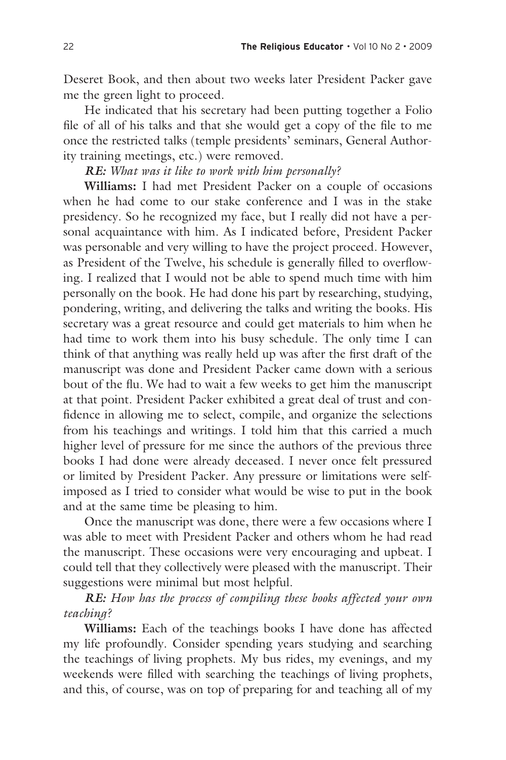Deseret Book, and then about two weeks later President Packer gave me the green light to proceed.

He indicated that his secretary had been putting together a Folio file of all of his talks and that she would get a copy of the file to me once the restricted talks (temple presidents' seminars, General Authority training meetings, etc.) were removed.

***RE:** What was it like to work with him personally?*

**Williams:** I had met President Packer on a couple of occasions when he had come to our stake conference and I was in the stake presidency. So he recognized my face, but I really did not have a personal acquaintance with him. As I indicated before, President Packer was personable and very willing to have the project proceed. However, as President of the Twelve, his schedule is generally filled to overflowing. I realized that I would not be able to spend much time with him personally on the book. He had done his part by researching, studying, pondering, writing, and delivering the talks and writing the books. His secretary was a great resource and could get materials to him when he had time to work them into his busy schedule. The only time I can think of that anything was really held up was after the first draft of the manuscript was done and President Packer came down with a serious bout of the flu. We had to wait a few weeks to get him the manuscript at that point. President Packer exhibited a great deal of trust and confidence in allowing me to select, compile, and organize the selections from his teachings and writings. I told him that this carried a much higher level of pressure for me since the authors of the previous three books I had done were already deceased. I never once felt pressured or limited by President Packer. Any pressure or limitations were self-imposed as I tried to consider what would be wise to put in the book and at the same time be pleasing to him.

Once the manuscript was done, there were a few occasions where I was able to meet with President Packer and others whom he had read the manuscript. These occasions were very encouraging and upbeat. I could tell that they collectively were pleased with the manuscript. Their suggestions were minimal but most helpful.

***RE:** How has the process of compiling these books affected your own teaching?*

**Williams:** Each of the teachings books I have done has affected my life profoundly. Consider spending years studying and searching the teachings of living prophets. My bus rides, my evenings, and my weekends were filled with searching the teachings of living prophets, and this, of course, was on top of preparing for and teaching all of my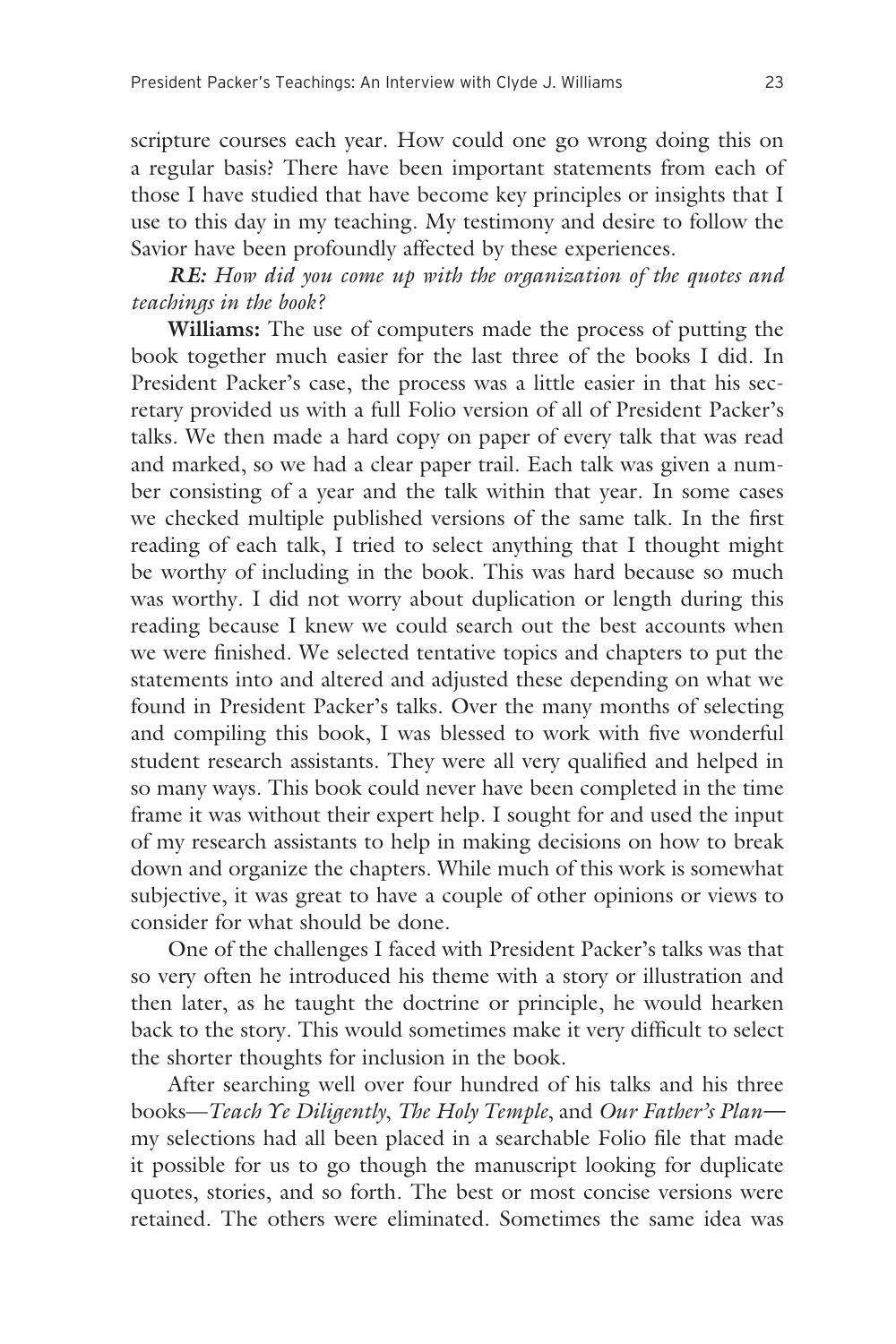scripture courses each year. How could one go wrong doing this on a regular basis? There have been important statements from each of those I have studied that have become key principles or insights that I use to this day in my teaching. My testimony and desire to follow the Savior have been profoundly affected by these experiences.

***RE:*** *How did you come up with the organization of the quotes and teachings in the book?*

**Williams:** The use of computers made the process of putting the book together much easier for the last three of the books I did. In President Packer's case, the process was a little easier in that his secretary provided us with a full Folio version of all of President Packer's talks. We then made a hard copy on paper of every talk that was read and marked, so we had a clear paper trail. Each talk was given a number consisting of a year and the talk within that year. In some cases we checked multiple published versions of the same talk. In the first reading of each talk, I tried to select anything that I thought might be worthy of including in the book. This was hard because so much was worthy. I did not worry about duplication or length during this reading because I knew we could search out the best accounts when we were finished. We selected tentative topics and chapters to put the statements into and altered and adjusted these depending on what we found in President Packer's talks. Over the many months of selecting and compiling this book, I was blessed to work with five wonderful student research assistants. They were all very qualified and helped in so many ways. This book could never have been completed in the time frame it was without their expert help. I sought for and used the input of my research assistants to help in making decisions on how to break down and organize the chapters. While much of this work is somewhat subjective, it was great to have a couple of other opinions or views to consider for what should be done.

One of the challenges I faced with President Packer's talks was that so very often he introduced his theme with a story or illustration and then later, as he taught the doctrine or principle, he would hearken back to the story. This would sometimes make it very difficult to select the shorter thoughts for inclusion in the book.

After searching well over four hundred of his talks and his three books—*Teach Ye Diligently*, *The Holy Temple*, and *Our Father's Plan*—my selections had all been placed in a searchable Folio file that made it possible for us to go though the manuscript looking for duplicate quotes, stories, and so forth. The best or most concise versions were retained. The others were eliminated. Sometimes the same idea was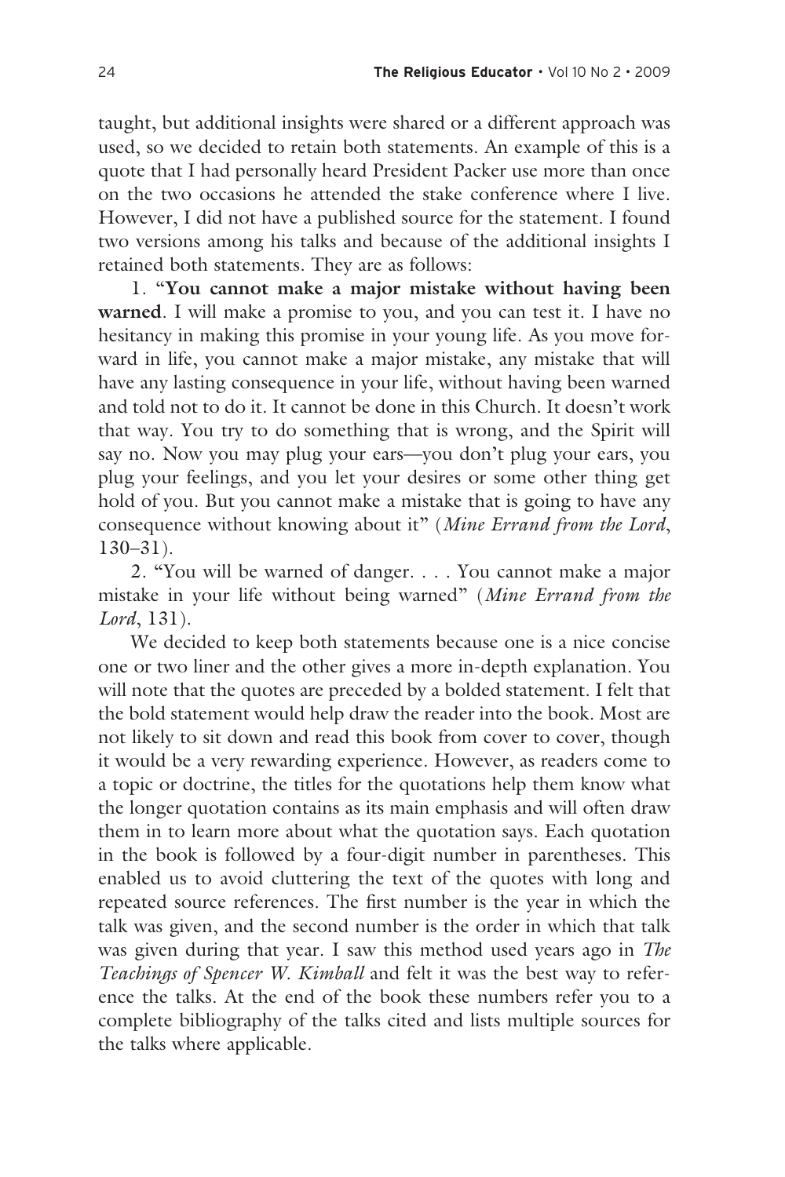taught, but additional insights were shared or a different approach was used, so we decided to retain both statements. An example of this is a quote that I had personally heard President Packer use more than once on the two occasions he attended the stake conference where I live. However, I did not have a published source for the statement. I found two versions among his talks and because of the additional insights I retained both statements. They are as follows:

1. "**You cannot make a major mistake without having been warned**. I will make a promise to you, and you can test it. I have no hesitancy in making this promise in your young life. As you move forward in life, you cannot make a major mistake, any mistake that will have any lasting consequence in your life, without having been warned and told not to do it. It cannot be done in this Church. It doesn't work that way. You try to do something that is wrong, and the Spirit will say no. Now you may plug your ears—you don't plug your ears, you plug your feelings, and you let your desires or some other thing get hold of you. But you cannot make a mistake that is going to have any consequence without knowing about it" (*Mine Errand from the Lord*, 130–31).

2. "You will be warned of danger. . . . You cannot make a major mistake in your life without being warned" (*Mine Errand from the Lord*, 131).

We decided to keep both statements because one is a nice concise one or two liner and the other gives a more in-depth explanation. You will note that the quotes are preceded by a bolded statement. I felt that the bold statement would help draw the reader into the book. Most are not likely to sit down and read this book from cover to cover, though it would be a very rewarding experience. However, as readers come to a topic or doctrine, the titles for the quotations help them know what the longer quotation contains as its main emphasis and will often draw them in to learn more about what the quotation says. Each quotation in the book is followed by a four-digit number in parentheses. This enabled us to avoid cluttering the text of the quotes with long and repeated source references. The first number is the year in which the talk was given, and the second number is the order in which that talk was given during that year. I saw this method used years ago in *The Teachings of Spencer W. Kimball* and felt it was the best way to reference the talks. At the end of the book these numbers refer you to a complete bibliography of the talks cited and lists multiple sources for the talks where applicable.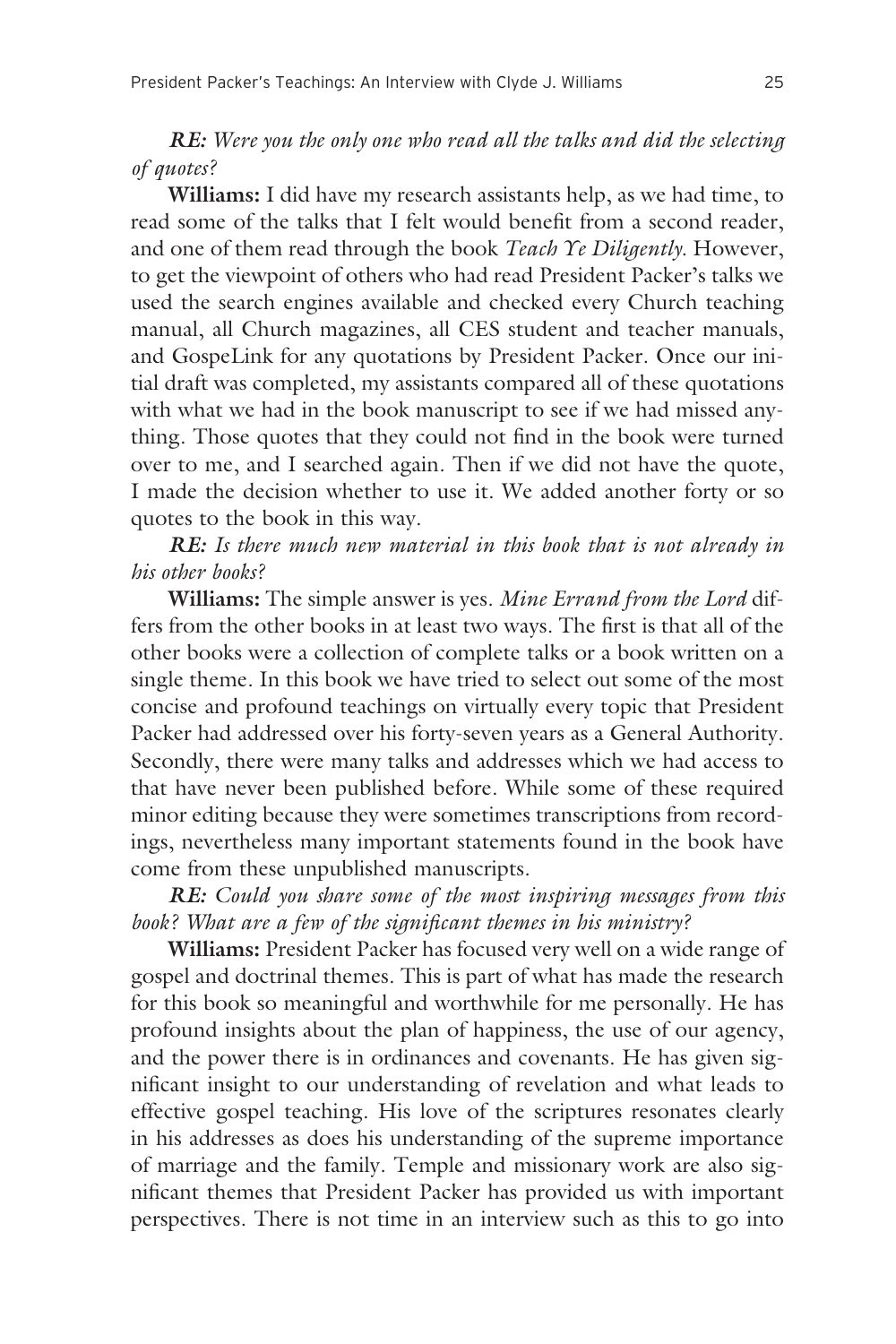***RE:*** *Were you the only one who read all the talks and did the selecting of quotes?*

**Williams:** I did have my research assistants help, as we had time, to read some of the talks that I felt would benefit from a second reader, and one of them read through the book *Teach Ye Diligently.* However, to get the viewpoint of others who had read President Packer's talks we used the search engines available and checked every Church teaching manual, all Church magazines, all CES student and teacher manuals, and GospeLink for any quotations by President Packer. Once our initial draft was completed, my assistants compared all of these quotations with what we had in the book manuscript to see if we had missed anything. Those quotes that they could not find in the book were turned over to me, and I searched again. Then if we did not have the quote, I made the decision whether to use it. We added another forty or so quotes to the book in this way.

***RE:*** *Is there much new material in this book that is not already in his other books?*

**Williams:** The simple answer is yes. *Mine Errand from the Lord* differs from the other books in at least two ways. The first is that all of the other books were a collection of complete talks or a book written on a single theme. In this book we have tried to select out some of the most concise and profound teachings on virtually every topic that President Packer had addressed over his forty-seven years as a General Authority. Secondly, there were many talks and addresses which we had access to that have never been published before. While some of these required minor editing because they were sometimes transcriptions from recordings, nevertheless many important statements found in the book have come from these unpublished manuscripts.

***RE:*** *Could you share some of the most inspiring messages from this book? What are a few of the significant themes in his ministry?*

**Williams:** President Packer has focused very well on a wide range of gospel and doctrinal themes. This is part of what has made the research for this book so meaningful and worthwhile for me personally. He has profound insights about the plan of happiness, the use of our agency, and the power there is in ordinances and covenants. He has given significant insight to our understanding of revelation and what leads to effective gospel teaching. His love of the scriptures resonates clearly in his addresses as does his understanding of the supreme importance of marriage and the family. Temple and missionary work are also significant themes that President Packer has provided us with important perspectives. There is not time in an interview such as this to go into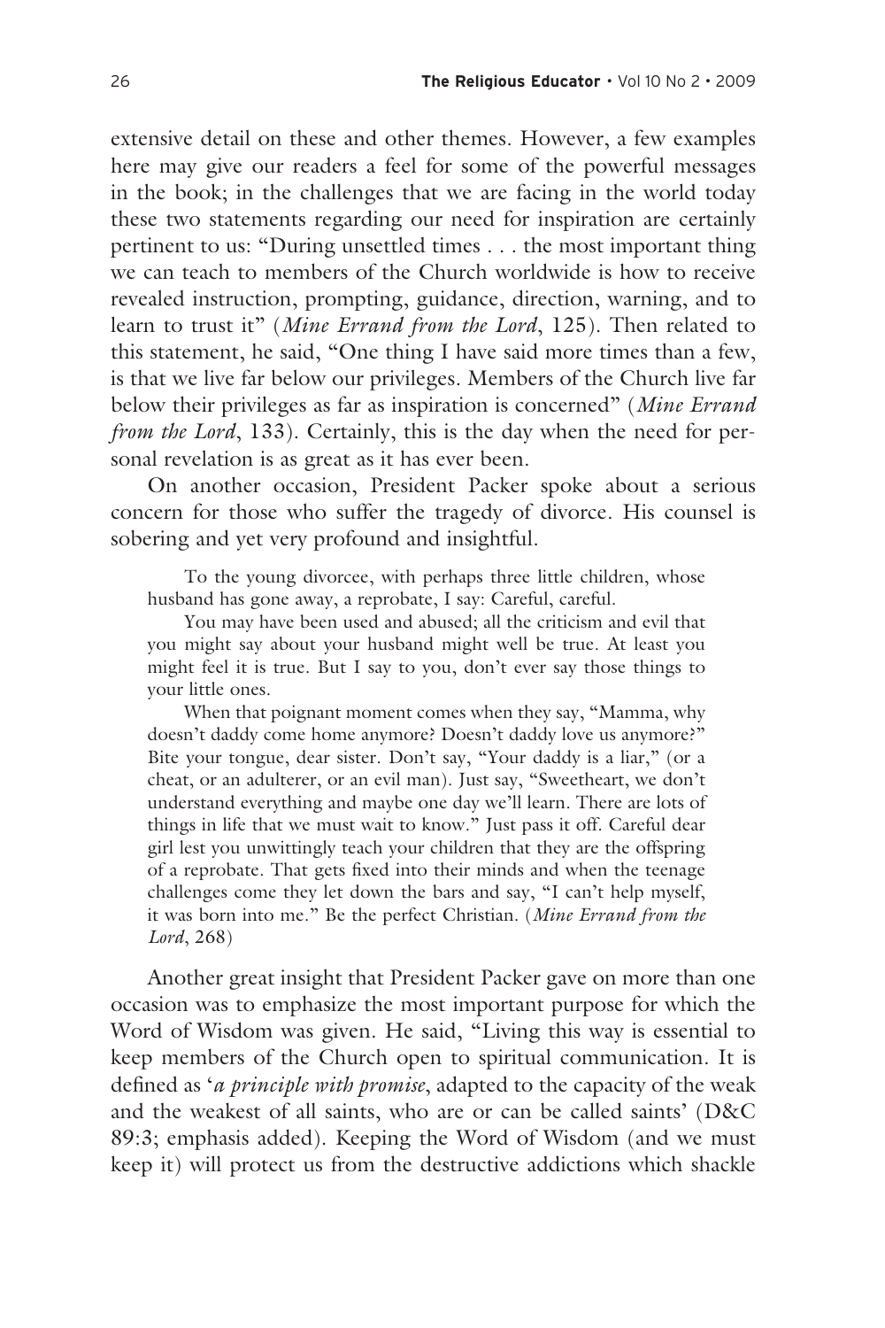extensive detail on these and other themes. However, a few examples here may give our readers a feel for some of the powerful messages in the book; in the challenges that we are facing in the world today these two statements regarding our need for inspiration are certainly pertinent to us: "During unsettled times . . . the most important thing we can teach to members of the Church worldwide is how to receive revealed instruction, prompting, guidance, direction, warning, and to learn to trust it" (*Mine Errand from the Lord*, 125). Then related to this statement, he said, "One thing I have said more times than a few, is that we live far below our privileges. Members of the Church live far below their privileges as far as inspiration is concerned" (*Mine Errand from the Lord*, 133). Certainly, this is the day when the need for personal revelation is as great as it has ever been.

On another occasion, President Packer spoke about a serious concern for those who suffer the tragedy of divorce. His counsel is sobering and yet very profound and insightful.

> To the young divorcee, with perhaps three little children, whose husband has gone away, a reprobate, I say: Careful, careful.
>
> You may have been used and abused; all the criticism and evil that you might say about your husband might well be true. At least you might feel it is true. But I say to you, don't ever say those things to your little ones.
>
> When that poignant moment comes when they say, "Mamma, why doesn't daddy come home anymore? Doesn't daddy love us anymore?" Bite your tongue, dear sister. Don't say, "Your daddy is a liar," (or a cheat, or an adulterer, or an evil man). Just say, "Sweetheart, we don't understand everything and maybe one day we'll learn. There are lots of things in life that we must wait to know." Just pass it off. Careful dear girl lest you unwittingly teach your children that they are the offspring of a reprobate. That gets fixed into their minds and when the teenage challenges come they let down the bars and say, "I can't help myself, it was born into me." Be the perfect Christian. (*Mine Errand from the Lord*, 268)

Another great insight that President Packer gave on more than one occasion was to emphasize the most important purpose for which the Word of Wisdom was given. He said, "Living this way is essential to keep members of the Church open to spiritual communication. It is defined as '*a principle with promise*, adapted to the capacity of the weak and the weakest of all saints, who are or can be called saints' (D&C 89:3; emphasis added). Keeping the Word of Wisdom (and we must keep it) will protect us from the destructive addictions which shackle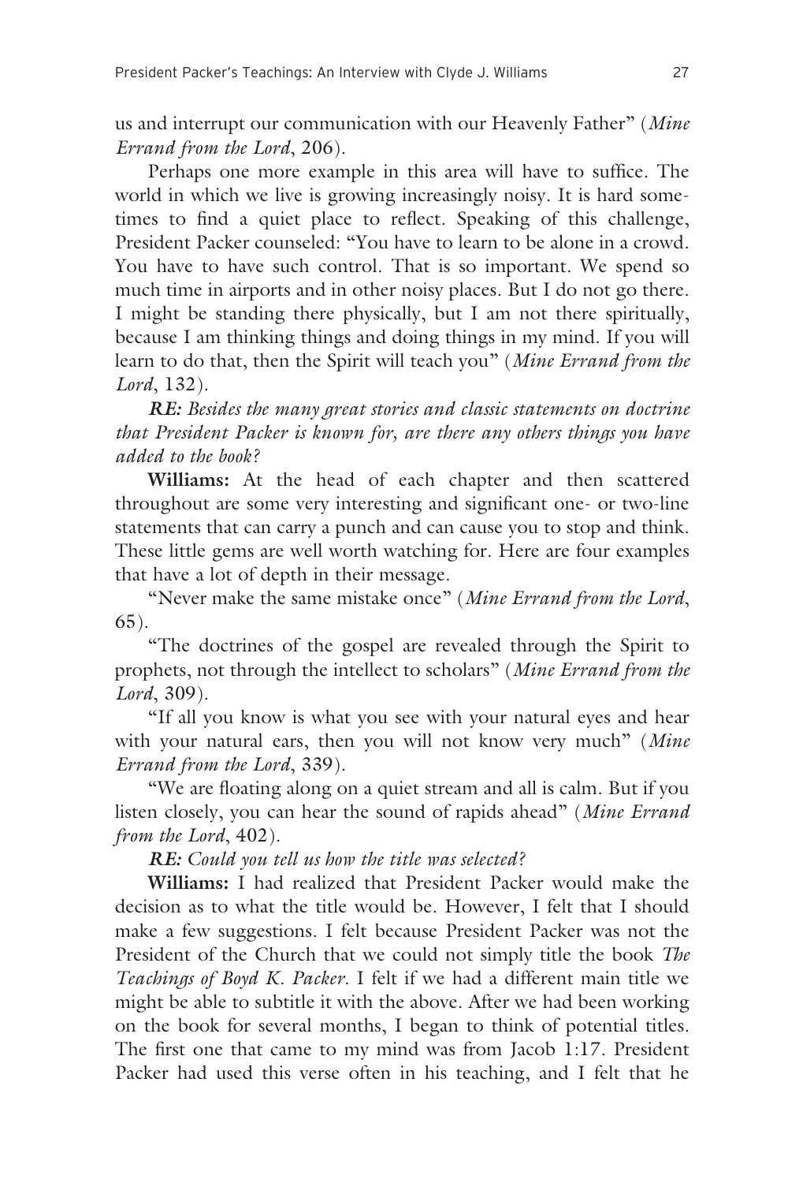us and interrupt our communication with our Heavenly Father" (*Mine Errand from the Lord*, 206).

Perhaps one more example in this area will have to suffice. The world in which we live is growing increasingly noisy. It is hard sometimes to find a quiet place to reflect. Speaking of this challenge, President Packer counseled: "You have to learn to be alone in a crowd. You have to have such control. That is so important. We spend so much time in airports and in other noisy places. But I do not go there. I might be standing there physically, but I am not there spiritually, because I am thinking things and doing things in my mind. If you will learn to do that, then the Spirit will teach you" (*Mine Errand from the Lord*, 132).

***RE:*** *Besides the many great stories and classic statements on doctrine that President Packer is known for, are there any others things you have added to the book?*

**Williams:** At the head of each chapter and then scattered throughout are some very interesting and significant one- or two-line statements that can carry a punch and can cause you to stop and think. These little gems are well worth watching for. Here are four examples that have a lot of depth in their message.

"Never make the same mistake once" (*Mine Errand from the Lord*, 65).

"The doctrines of the gospel are revealed through the Spirit to prophets, not through the intellect to scholars" (*Mine Errand from the Lord*, 309).

"If all you know is what you see with your natural eyes and hear with your natural ears, then you will not know very much" (*Mine Errand from the Lord*, 339).

"We are floating along on a quiet stream and all is calm. But if you listen closely, you can hear the sound of rapids ahead" (*Mine Errand from the Lord*, 402).

***RE:*** *Could you tell us how the title was selected?*

**Williams:** I had realized that President Packer would make the decision as to what the title would be. However, I felt that I should make a few suggestions. I felt because President Packer was not the President of the Church that we could not simply title the book *The Teachings of Boyd K. Packer*. I felt if we had a different main title we might be able to subtitle it with the above. After we had been working on the book for several months, I began to think of potential titles. The first one that came to my mind was from Jacob 1:17. President Packer had used this verse often in his teaching, and I felt that he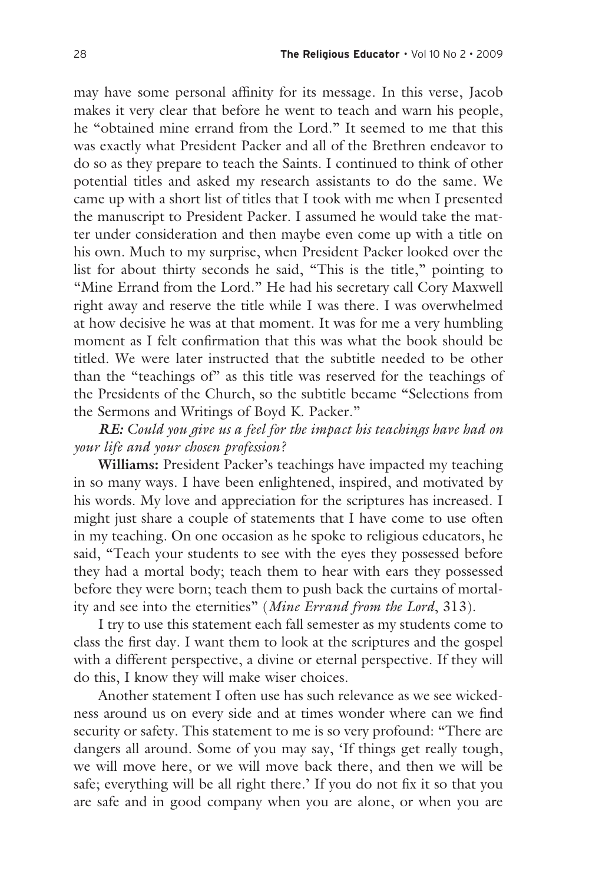may have some personal affinity for its message. In this verse, Jacob makes it very clear that before he went to teach and warn his people, he "obtained mine errand from the Lord." It seemed to me that this was exactly what President Packer and all of the Brethren endeavor to do so as they prepare to teach the Saints. I continued to think of other potential titles and asked my research assistants to do the same. We came up with a short list of titles that I took with me when I presented the manuscript to President Packer. I assumed he would take the matter under consideration and then maybe even come up with a title on his own. Much to my surprise, when President Packer looked over the list for about thirty seconds he said, "This is the title," pointing to "Mine Errand from the Lord." He had his secretary call Cory Maxwell right away and reserve the title while I was there. I was overwhelmed at how decisive he was at that moment. It was for me a very humbling moment as I felt confirmation that this was what the book should be titled. We were later instructed that the subtitle needed to be other than the "teachings of" as this title was reserved for the teachings of the Presidents of the Church, so the subtitle became "Selections from the Sermons and Writings of Boyd K. Packer."

***RE:*** *Could you give us a feel for the impact his teachings have had on your life and your chosen profession?*

**Williams:** President Packer's teachings have impacted my teaching in so many ways. I have been enlightened, inspired, and motivated by his words. My love and appreciation for the scriptures has increased. I might just share a couple of statements that I have come to use often in my teaching. On one occasion as he spoke to religious educators, he said, "Teach your students to see with the eyes they possessed before they had a mortal body; teach them to hear with ears they possessed before they were born; teach them to push back the curtains of mortality and see into the eternities" (*Mine Errand from the Lord*, 313).

I try to use this statement each fall semester as my students come to class the first day. I want them to look at the scriptures and the gospel with a different perspective, a divine or eternal perspective. If they will do this, I know they will make wiser choices.

Another statement I often use has such relevance as we see wickedness around us on every side and at times wonder where can we find security or safety. This statement to me is so very profound: "There are dangers all around. Some of you may say, 'If things get really tough, we will move here, or we will move back there, and then we will be safe; everything will be all right there.' If you do not fix it so that you are safe and in good company when you are alone, or when you are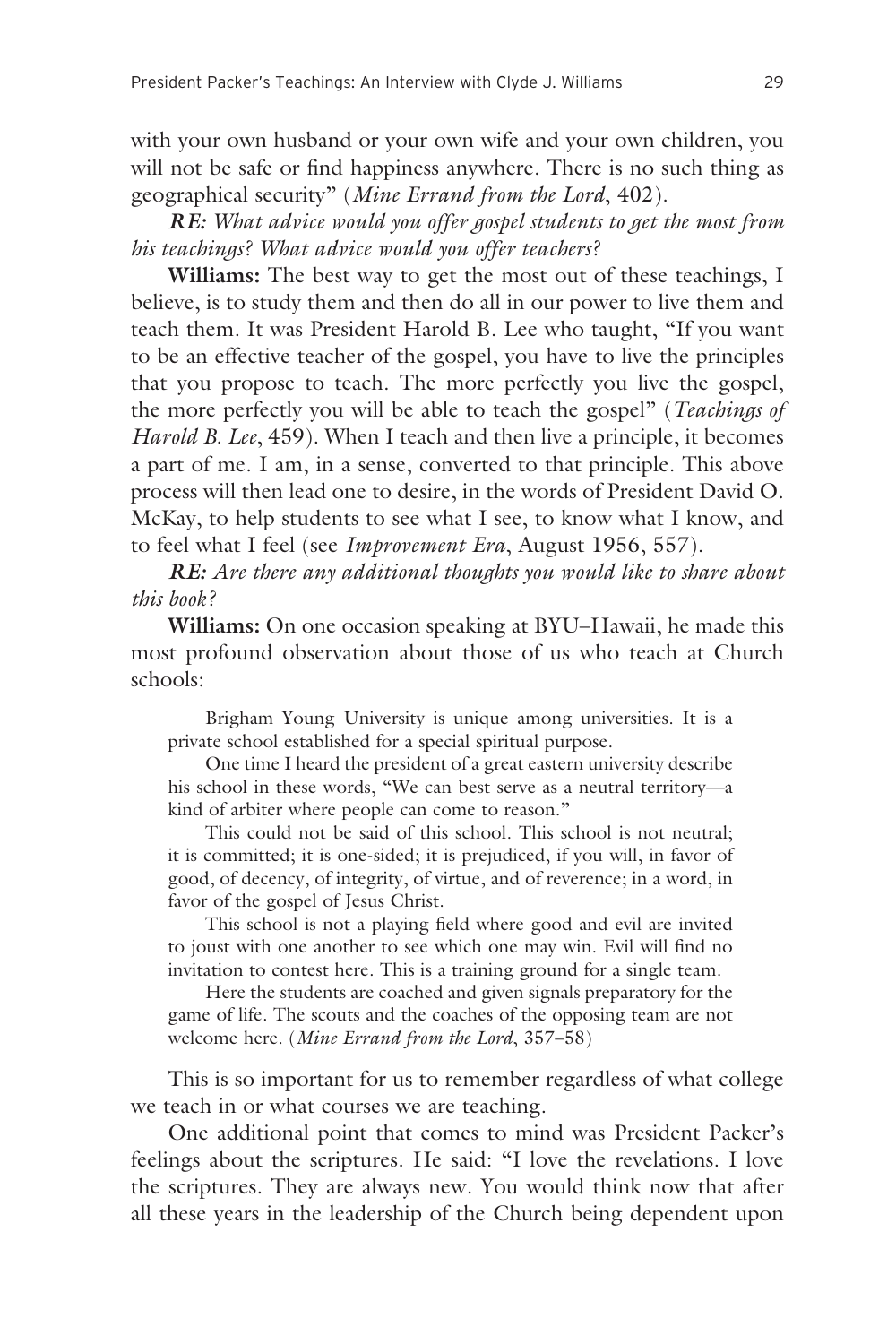with your own husband or your own wife and your own children, you will not be safe or find happiness anywhere. There is no such thing as geographical security" (*Mine Errand from the Lord*, 402).

***RE:*** *What advice would you offer gospel students to get the most from his teachings? What advice would you offer teachers?*

**Williams:** The best way to get the most out of these teachings, I believe, is to study them and then do all in our power to live them and teach them. It was President Harold B. Lee who taught, "If you want to be an effective teacher of the gospel, you have to live the principles that you propose to teach. The more perfectly you live the gospel, the more perfectly you will be able to teach the gospel" (*Teachings of Harold B. Lee*, 459). When I teach and then live a principle, it becomes a part of me. I am, in a sense, converted to that principle. This above process will then lead one to desire, in the words of President David O. McKay, to help students to see what I see, to know what I know, and to feel what I feel (see *Improvement Era*, August 1956, 557).

***RE:*** *Are there any additional thoughts you would like to share about this book?*

**Williams:** On one occasion speaking at BYU–Hawaii, he made this most profound observation about those of us who teach at Church schools:

> Brigham Young University is unique among universities. It is a private school established for a special spiritual purpose.
>
> One time I heard the president of a great eastern university describe his school in these words, "We can best serve as a neutral territory—a kind of arbiter where people can come to reason."
>
> This could not be said of this school. This school is not neutral; it is committed; it is one-sided; it is prejudiced, if you will, in favor of good, of decency, of integrity, of virtue, and of reverence; in a word, in favor of the gospel of Jesus Christ.
>
> This school is not a playing field where good and evil are invited to joust with one another to see which one may win. Evil will find no invitation to contest here. This is a training ground for a single team.
>
> Here the students are coached and given signals preparatory for the game of life. The scouts and the coaches of the opposing team are not welcome here. (*Mine Errand from the Lord*, 357–58)

This is so important for us to remember regardless of what college we teach in or what courses we are teaching.

One additional point that comes to mind was President Packer's feelings about the scriptures. He said: "I love the revelations. I love the scriptures. They are always new. You would think now that after all these years in the leadership of the Church being dependent upon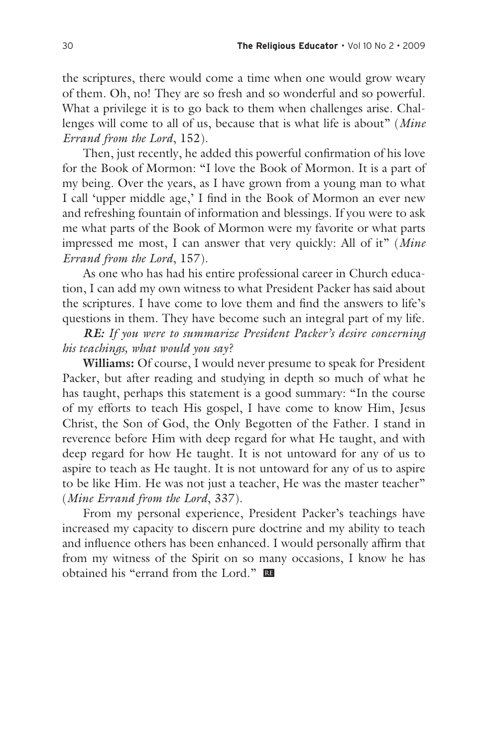the scriptures, there would come a time when one would grow weary of them. Oh, no! They are so fresh and so wonderful and so powerful. What a privilege it is to go back to them when challenges arise. Challenges will come to all of us, because that is what life is about" (*Mine Errand from the Lord*, 152).

Then, just recently, he added this powerful confirmation of his love for the Book of Mormon: "I love the Book of Mormon. It is a part of my being. Over the years, as I have grown from a young man to what I call 'upper middle age,' I find in the Book of Mormon an ever new and refreshing fountain of information and blessings. If you were to ask me what parts of the Book of Mormon were my favorite or what parts impressed me most, I can answer that very quickly: All of it" (*Mine Errand from the Lord*, 157).

As one who has had his entire professional career in Church education, I can add my own witness to what President Packer has said about the scriptures. I have come to love them and find the answers to life's questions in them. They have become such an integral part of my life.

***RE:*** *If you were to summarize President Packer's desire concerning his teachings, what would you say?*

**Williams:** Of course, I would never presume to speak for President Packer, but after reading and studying in depth so much of what he has taught, perhaps this statement is a good summary: "In the course of my efforts to teach His gospel, I have come to know Him, Jesus Christ, the Son of God, the Only Begotten of the Father. I stand in reverence before Him with deep regard for what He taught, and with deep regard for how He taught. It is not untoward for any of us to aspire to teach as He taught. It is not untoward for any of us to aspire to be like Him. He was not just a teacher, He was the master teacher" (*Mine Errand from the Lord*, 337).

From my personal experience, President Packer's teachings have increased my capacity to discern pure doctrine and my ability to teach and influence others has been enhanced. I would personally affirm that from my witness of the Spirit on so many occasions, I know he has obtained his "errand from the Lord."